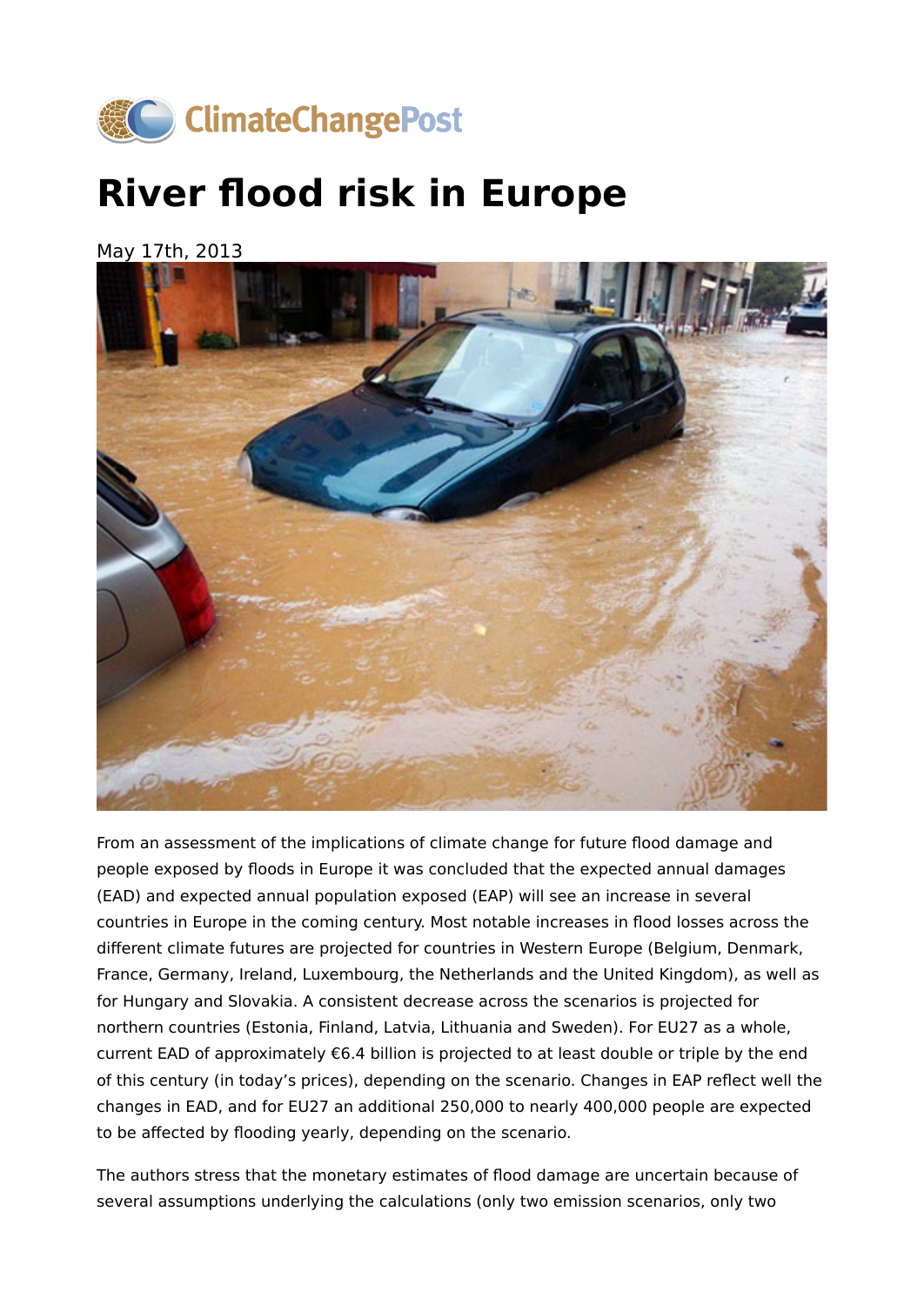# River flood risk in Europe

May 17th, 2013

From an assessment of the implications of climate change for future flood damage and people exposed by floods in Europe it was concluded that the expected annual damages (EAD) and expected annual population exposed (EAP) will see an increase in several countries in Europe in the coming century. Most notable increases in flood losses across the different climate futures are projected for countries in Western Europe (Belgium, Denmark, France, Germany, Ireland, Luxembourg, the Netherlands and the United Kingdom), as well as for Hungary and Slovakia. A consistent decrease across the scenarios is projected for northern countries (Estonia, Finland, Latvia, Lithuania and Sweden). For EU27 as a whole, current EAD of approximately €6.4 billion is projected to at least double or triple by the end of this century (in today's prices), depending on the scenario. Changes in EAP reflect well the changes in EAD, and for EU27 an additional 250,000 to nearly 400,000 people are expected to be affected by flooding yearly, depending on the scenario.

The authors stress that the monetary estimates of flood damage are uncertain because of several assumptions underlying the calculations (only two emission scenarios, only two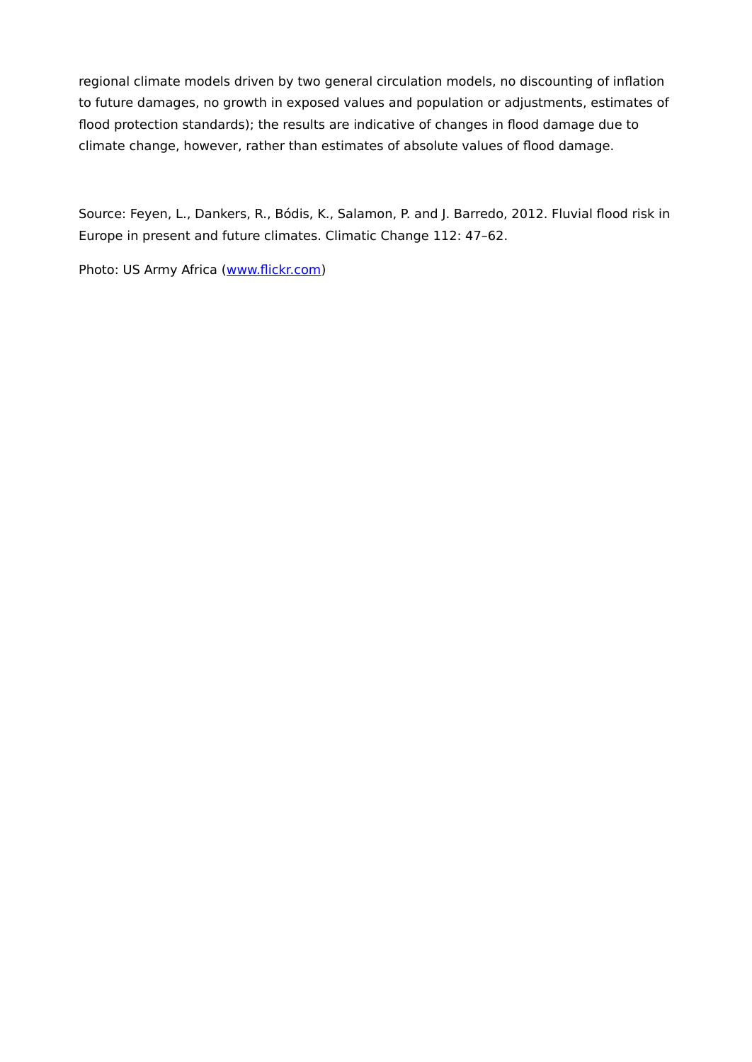regional climate models driven by two general circulation models, no discounting of inflation to future damages, no growth in exposed values and population or adjustments, estimates of flood protection standards); the results are indicative of changes in flood damage due to climate change, however, rather than estimates of absolute values of flood damage.

Source: Feyen, L., Dankers, R., Bódis, K., Salamon, P. and J. Barredo, 2012. Fluvial flood risk in Europe in present and future climates. Climatic Change 112: 47–62.

Photo: US Army Africa ([www.flickr.com](www.flickr.com))